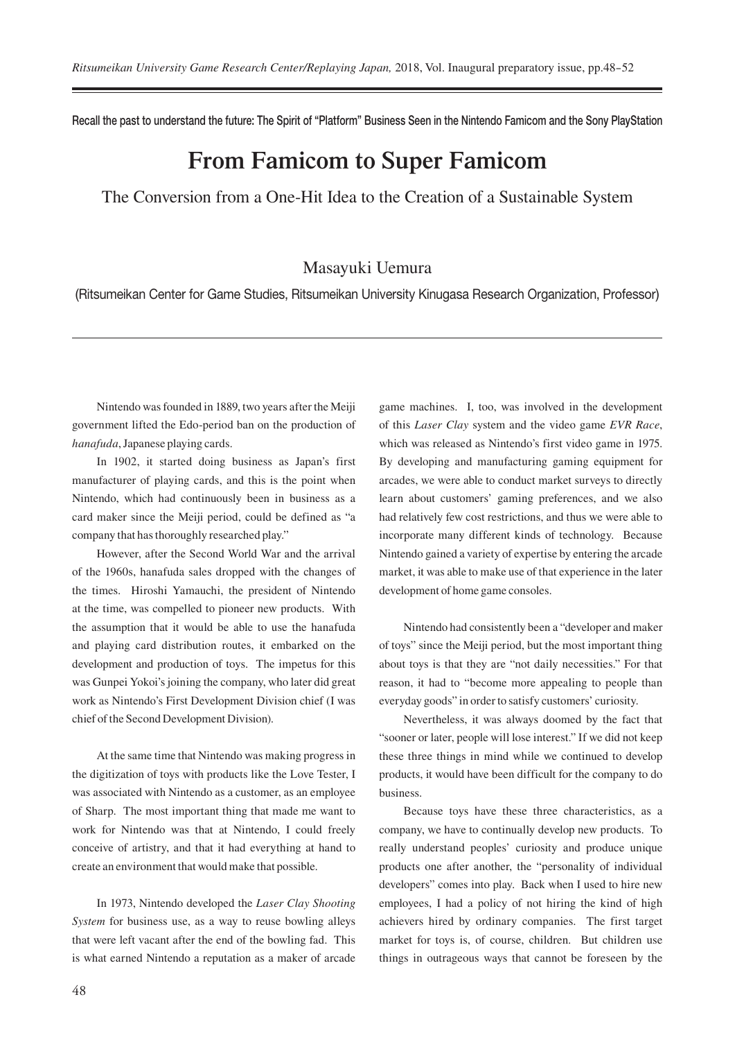Recall the past to understand the future: The Spirit of "Platform" Business Seen in the Nintendo Famicom and the Sony PlayStation

# From Famicom to Super Famicom

## The Conversion from a One-Hit Idea to the Creation of a Sustainable System

Masayuki Uemura

(Ritsumeikan Center for Game Studies, Ritsumeikan University Kinugasa Research Organization, Professor)

---

Nintendo was founded in 1889, two years after the Meiji government lifted the Edo-period ban on the production of *hanafuda*, Japanese playing cards.

In 1902, it started doing business as Japan's first manufacturer of playing cards, and this is the point when Nintendo, which had continuously been in business as a card maker since the Meiji period, could be defined as "a company that has thoroughly researched play."

However, after the Second World War and the arrival of the 1960s, hanafuda sales dropped with the changes of the times. Hiroshi Yamauchi, the president of Nintendo at the time, was compelled to pioneer new products. With the assumption that it would be able to use the hanafuda and playing card distribution routes, it embarked on the development and production of toys. The impetus for this was Gunpei Yokoi's joining the company, who later did great work as Nintendo's First Development Division chief (I was chief of the Second Development Division).

At the same time that Nintendo was making progress in the digitization of toys with products like the Love Tester, I was associated with Nintendo as a customer, as an employee of Sharp. The most important thing that made me want to work for Nintendo was that at Nintendo, I could freely conceive of artistry, and that it had everything at hand to create an environment that would make that possible.

In 1973, Nintendo developed the *Laser Clay Shooting System* for business use, as a way to reuse bowling alleys that were left vacant after the end of the bowling fad. This is what earned Nintendo a reputation as a maker of arcade game machines. I, too, was involved in the development of this *Laser Clay* system and the video game *EVR Race*, which was released as Nintendo's first video game in 1975. By developing and manufacturing gaming equipment for arcades, we were able to conduct market surveys to directly learn about customers' gaming preferences, and we also had relatively few cost restrictions, and thus we were able to incorporate many different kinds of technology. Because Nintendo gained a variety of expertise by entering the arcade market, it was able to make use of that experience in the later development of home game consoles.

Nintendo had consistently been a "developer and maker of toys" since the Meiji period, but the most important thing about toys is that they are "not daily necessities." For that reason, it had to "become more appealing to people than everyday goods" in order to satisfy customers' curiosity.

Nevertheless, it was always doomed by the fact that "sooner or later, people will lose interest." If we did not keep these three things in mind while we continued to develop products, it would have been difficult for the company to do business.

Because toys have these three characteristics, as a company, we have to continually develop new products. To really understand peoples' curiosity and produce unique products one after another, the "personality of individual developers" comes into play. Back when I used to hire new employees, I had a policy of not hiring the kind of high achievers hired by ordinary companies. The first target market for toys is, of course, children. But children use things in outrageous ways that cannot be foreseen by the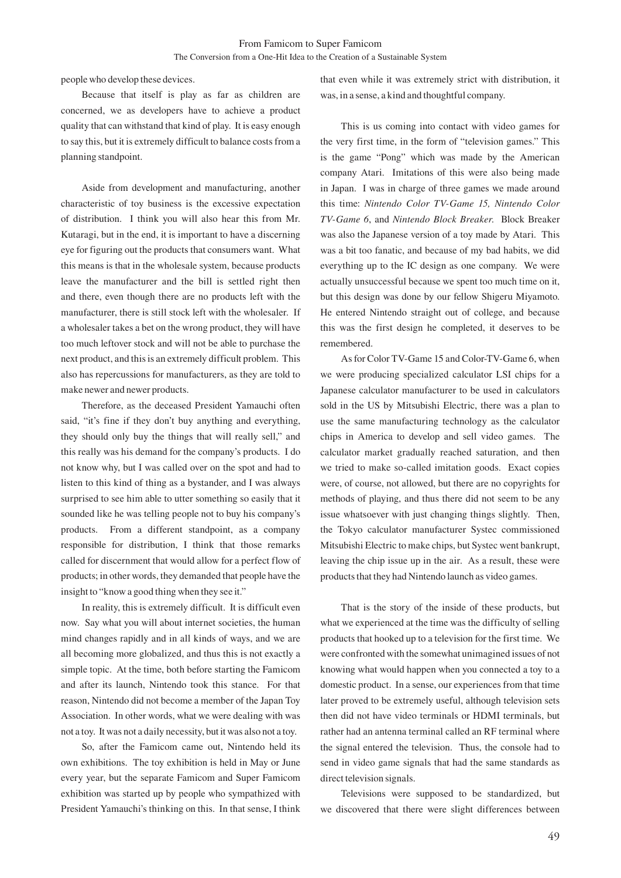people who develop these devices.

Because that itself is play as far as children are concerned, we as developers have to achieve a product quality that can withstand that kind of play. It is easy enough to say this, but it is extremely difficult to balance costs from a planning standpoint.

Aside from development and manufacturing, another characteristic of toy business is the excessive expectation of distribution. I think you will also hear this from Mr. Kutaragi, but in the end, it is important to have a discerning eye for figuring out the products that consumers want. What this means is that in the wholesale system, because products leave the manufacturer and the bill is settled right then and there, even though there are no products left with the manufacturer, there is still stock left with the wholesaler. If a wholesaler takes a bet on the wrong product, they will have too much leftover stock and will not be able to purchase the next product, and this is an extremely difficult problem. This also has repercussions for manufacturers, as they are told to make newer and newer products.

Therefore, as the deceased President Yamauchi often said, "it's fine if they don't buy anything and everything, they should only buy the things that will really sell," and this really was his demand for the company's products. I do not know why, but I was called over on the spot and had to listen to this kind of thing as a bystander, and I was always surprised to see him able to utter something so easily that it sounded like he was telling people not to buy his company's products. From a different standpoint, as a company responsible for distribution, I think that those remarks called for discernment that would allow for a perfect flow of products; in other words, they demanded that people have the insight to "know a good thing when they see it."

In reality, this is extremely difficult. It is difficult even now. Say what you will about internet societies, the human mind changes rapidly and in all kinds of ways, and we are all becoming more globalized, and thus this is not exactly a simple topic. At the time, both before starting the Famicom and after its launch, Nintendo took this stance. For that reason, Nintendo did not become a member of the Japan Toy Association. In other words, what we were dealing with was not a toy. It was not a daily necessity, but it was also not a toy.

So, after the Famicom came out, Nintendo held its own exhibitions. The toy exhibition is held in May or June every year, but the separate Famicom and Super Famicom exhibition was started up by people who sympathized with President Yamauchi's thinking on this. In that sense, I think that even while it was extremely strict with distribution, it was, in a sense, a kind and thoughtful company.

This is us coming into contact with video games for the very first time, in the form of "television games." This is the game "Pong" which was made by the American company Atari. Imitations of this were also being made in Japan. I was in charge of three games we made around this time: *Nintendo Color TV-Game 15, Nintendo Color TV-Game 6*, and *Nintendo Block Breaker.* Block Breaker was also the Japanese version of a toy made by Atari. This was a bit too fanatic, and because of my bad habits, we did everything up to the IC design as one company. We were actually unsuccessful because we spent too much time on it, but this design was done by our fellow Shigeru Miyamoto. He entered Nintendo straight out of college, and because this was the first design he completed, it deserves to be remembered.

As for Color TV-Game 15 and Color-TV-Game 6, when we were producing specialized calculator LSI chips for a Japanese calculator manufacturer to be used in calculators sold in the US by Mitsubishi Electric, there was a plan to use the same manufacturing technology as the calculator chips in America to develop and sell video games. The calculator market gradually reached saturation, and then we tried to make so-called imitation goods. Exact copies were, of course, not allowed, but there are no copyrights for methods of playing, and thus there did not seem to be any issue whatsoever with just changing things slightly. Then, the Tokyo calculator manufacturer Systec commissioned Mitsubishi Electric to make chips, but Systec went bankrupt, leaving the chip issue up in the air. As a result, these were products that they had Nintendo launch as video games.

That is the story of the inside of these products, but what we experienced at the time was the difficulty of selling products that hooked up to a television for the first time. We were confronted with the somewhat unimagined issues of not knowing what would happen when you connected a toy to a domestic product. In a sense, our experiences from that time later proved to be extremely useful, although television sets then did not have video terminals or HDMI terminals, but rather had an antenna terminal called an RF terminal where the signal entered the television. Thus, the console had to send in video game signals that had the same standards as direct television signals.

Televisions were supposed to be standardized, but we discovered that there were slight differences between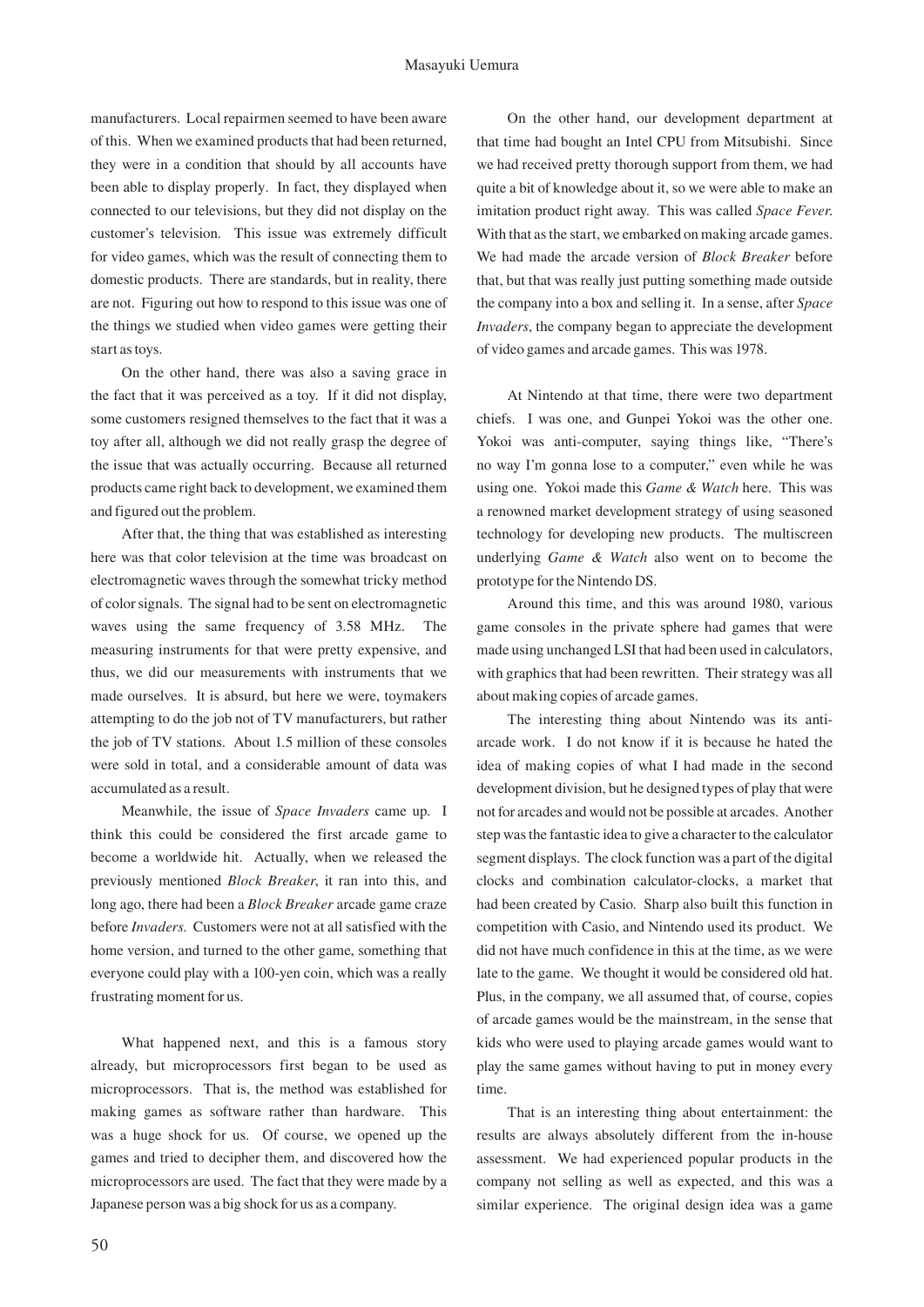manufacturers. Local repairmen seemed to have been aware of this. When we examined products that had been returned, they were in a condition that should by all accounts have been able to display properly. In fact, they displayed when connected to our televisions, but they did not display on the customer's television. This issue was extremely difficult for video games, which was the result of connecting them to domestic products. There are standards, but in reality, there are not. Figuring out how to respond to this issue was one of the things we studied when video games were getting their start as toys.

On the other hand, there was also a saving grace in the fact that it was perceived as a toy. If it did not display, some customers resigned themselves to the fact that it was a toy after all, although we did not really grasp the degree of the issue that was actually occurring. Because all returned products came right back to development, we examined them and figured out the problem.

After that, the thing that was established as interesting here was that color television at the time was broadcast on electromagnetic waves through the somewhat tricky method of color signals. The signal had to be sent on electromagnetic waves using the same frequency of 3.58 MHz. The measuring instruments for that were pretty expensive, and thus, we did our measurements with instruments that we made ourselves. It is absurd, but here we were, toymakers attempting to do the job not of TV manufacturers, but rather the job of TV stations. About 1.5 million of these consoles were sold in total, and a considerable amount of data was accumulated as a result.

Meanwhile, the issue of *Space Invaders* came up. I think this could be considered the first arcade game to become a worldwide hit. Actually, when we released the previously mentioned *Block Breaker*, it ran into this, and long ago, there had been a *Block Breaker* arcade game craze before *Invaders.* Customers were not at all satisfied with the home version, and turned to the other game, something that everyone could play with a 100-yen coin, which was a really frustrating moment for us.

What happened next, and this is a famous story already, but microprocessors first began to be used as microprocessors. That is, the method was established for making games as software rather than hardware. This was a huge shock for us. Of course, we opened up the games and tried to decipher them, and discovered how the microprocessors are used. The fact that they were made by a Japanese person was a big shock for us as a company.

On the other hand, our development department at that time had bought an Intel CPU from Mitsubishi. Since we had received pretty thorough support from them, we had quite a bit of knowledge about it, so we were able to make an imitation product right away. This was called *Space Fever.* With that as the start, we embarked on making arcade games. We had made the arcade version of *Block Breaker* before that, but that was really just putting something made outside the company into a box and selling it. In a sense, after *Space Invaders*, the company began to appreciate the development of video games and arcade games. This was 1978.

At Nintendo at that time, there were two department chiefs. I was one, and Gunpei Yokoi was the other one. Yokoi was anti-computer, saying things like, "There's no way I'm gonna lose to a computer," even while he was using one. Yokoi made this *Game & Watch* here. This was a renowned market development strategy of using seasoned technology for developing new products. The multiscreen underlying *Game & Watch* also went on to become the prototype for the Nintendo DS.

Around this time, and this was around 1980, various game consoles in the private sphere had games that were made using unchanged LSI that had been used in calculators, with graphics that had been rewritten. Their strategy was all about making copies of arcade games.

The interesting thing about Nintendo was its anti-arcade work. I do not know if it is because he hated the idea of making copies of what I had made in the second development division, but he designed types of play that were not for arcades and would not be possible at arcades. Another step was the fantastic idea to give a character to the calculator segment displays. The clock function was a part of the digital clocks and combination calculator-clocks, a market that had been created by Casio. Sharp also built this function in competition with Casio, and Nintendo used its product. We did not have much confidence in this at the time, as we were late to the game. We thought it would be considered old hat. Plus, in the company, we all assumed that, of course, copies of arcade games would be the mainstream, in the sense that kids who were used to playing arcade games would want to play the same games without having to put in money every time.

That is an interesting thing about entertainment: the results are always absolutely different from the in-house assessment. We had experienced popular products in the company not selling as well as expected, and this was a similar experience. The original design idea was a game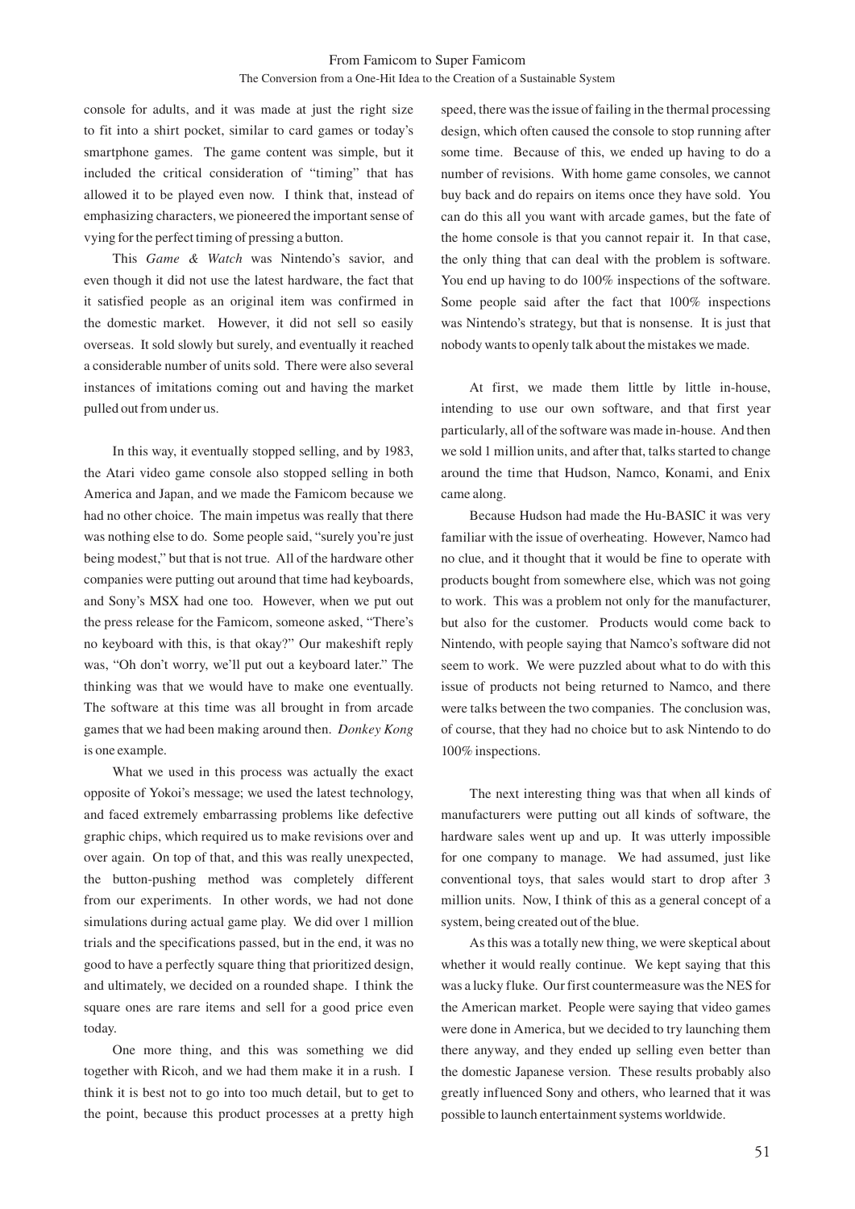console for adults, and it was made at just the right size to fit into a shirt pocket, similar to card games or today's smartphone games. The game content was simple, but it included the critical consideration of "timing" that has allowed it to be played even now. I think that, instead of emphasizing characters, we pioneered the important sense of vying for the perfect timing of pressing a button.

This *Game & Watch* was Nintendo's savior, and even though it did not use the latest hardware, the fact that it satisfied people as an original item was confirmed in the domestic market. However, it did not sell so easily overseas. It sold slowly but surely, and eventually it reached a considerable number of units sold. There were also several instances of imitations coming out and having the market pulled out from under us.

In this way, it eventually stopped selling, and by 1983, the Atari video game console also stopped selling in both America and Japan, and we made the Famicom because we had no other choice. The main impetus was really that there was nothing else to do. Some people said, "surely you're just being modest," but that is not true. All of the hardware other companies were putting out around that time had keyboards, and Sony's MSX had one too. However, when we put out the press release for the Famicom, someone asked, "There's no keyboard with this, is that okay?" Our makeshift reply was, "Oh don't worry, we'll put out a keyboard later." The thinking was that we would have to make one eventually. The software at this time was all brought in from arcade games that we had been making around then. *Donkey Kong* is one example.

What we used in this process was actually the exact opposite of Yokoi's message; we used the latest technology, and faced extremely embarrassing problems like defective graphic chips, which required us to make revisions over and over again. On top of that, and this was really unexpected, the button-pushing method was completely different from our experiments. In other words, we had not done simulations during actual game play. We did over 1 million trials and the specifications passed, but in the end, it was no good to have a perfectly square thing that prioritized design, and ultimately, we decided on a rounded shape. I think the square ones are rare items and sell for a good price even today.

One more thing, and this was something we did together with Ricoh, and we had them make it in a rush. I think it is best not to go into too much detail, but to get to the point, because this product processes at a pretty high speed, there was the issue of failing in the thermal processing design, which often caused the console to stop running after some time. Because of this, we ended up having to do a number of revisions. With home game consoles, we cannot buy back and do repairs on items once they have sold. You can do this all you want with arcade games, but the fate of the home console is that you cannot repair it. In that case, the only thing that can deal with the problem is software. You end up having to do 100% inspections of the software. Some people said after the fact that 100% inspections was Nintendo's strategy, but that is nonsense. It is just that nobody wants to openly talk about the mistakes we made.

At first, we made them little by little in-house, intending to use our own software, and that first year particularly, all of the software was made in-house. And then we sold 1 million units, and after that, talks started to change around the time that Hudson, Namco, Konami, and Enix came along.

Because Hudson had made the Hu-BASIC it was very familiar with the issue of overheating. However, Namco had no clue, and it thought that it would be fine to operate with products bought from somewhere else, which was not going to work. This was a problem not only for the manufacturer, but also for the customer. Products would come back to Nintendo, with people saying that Namco's software did not seem to work. We were puzzled about what to do with this issue of products not being returned to Namco, and there were talks between the two companies. The conclusion was, of course, that they had no choice but to ask Nintendo to do 100% inspections.

The next interesting thing was that when all kinds of manufacturers were putting out all kinds of software, the hardware sales went up and up. It was utterly impossible for one company to manage. We had assumed, just like conventional toys, that sales would start to drop after 3 million units. Now, I think of this as a general concept of a system, being created out of the blue.

As this was a totally new thing, we were skeptical about whether it would really continue. We kept saying that this was a lucky fluke. Our first countermeasure was the NES for the American market. People were saying that video games were done in America, but we decided to try launching them there anyway, and they ended up selling even better than the domestic Japanese version. These results probably also greatly influenced Sony and others, who learned that it was possible to launch entertainment systems worldwide.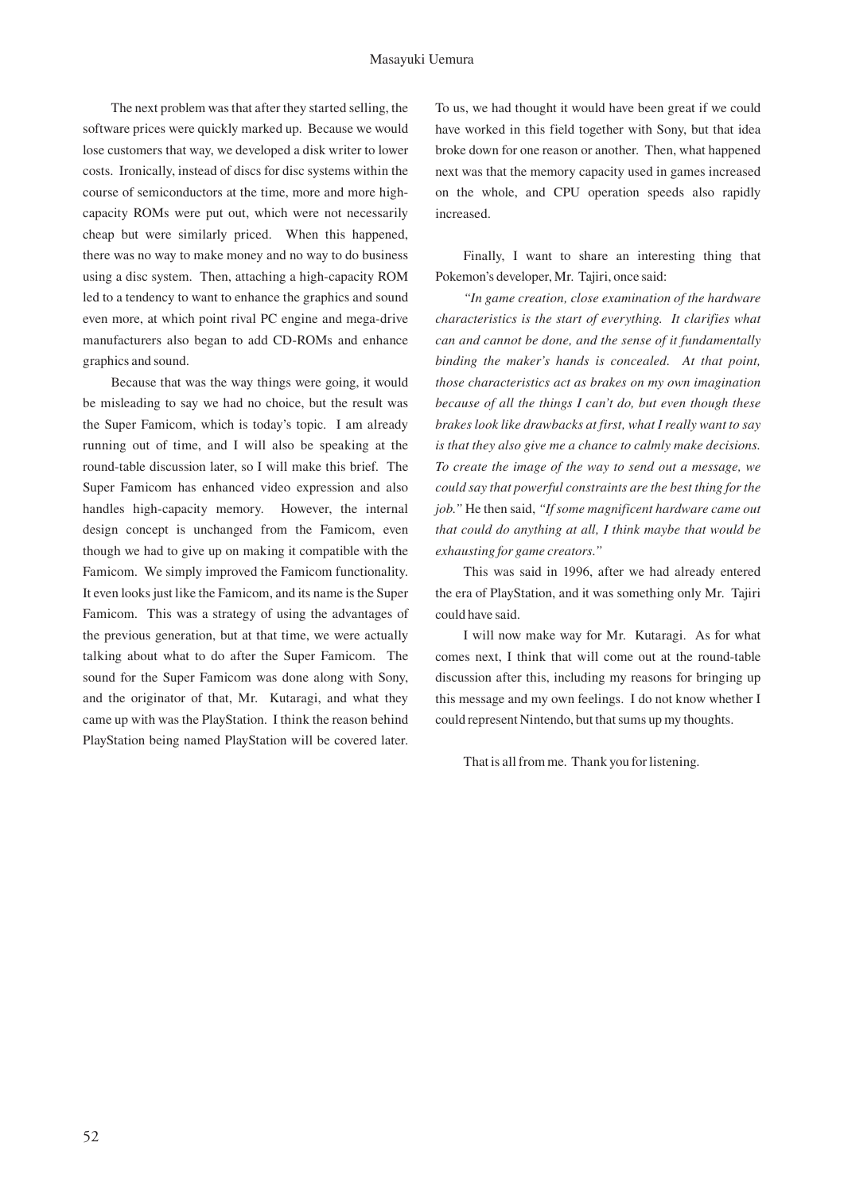The next problem was that after they started selling, the software prices were quickly marked up. Because we would lose customers that way, we developed a disk writer to lower costs. Ironically, instead of discs for disc systems within the course of semiconductors at the time, more and more high-capacity ROMs were put out, which were not necessarily cheap but were similarly priced. When this happened, there was no way to make money and no way to do business using a disc system. Then, attaching a high-capacity ROM led to a tendency to want to enhance the graphics and sound even more, at which point rival PC engine and mega-drive manufacturers also began to add CD-ROMs and enhance graphics and sound.

Because that was the way things were going, it would be misleading to say we had no choice, but the result was the Super Famicom, which is today's topic. I am already running out of time, and I will also be speaking at the round-table discussion later, so I will make this brief. The Super Famicom has enhanced video expression and also handles high-capacity memory. However, the internal design concept is unchanged from the Famicom, even though we had to give up on making it compatible with the Famicom. We simply improved the Famicom functionality. It even looks just like the Famicom, and its name is the Super Famicom. This was a strategy of using the advantages of the previous generation, but at that time, we were actually talking about what to do after the Super Famicom. The sound for the Super Famicom was done along with Sony, and the originator of that, Mr. Kutaragi, and what they came up with was the PlayStation. I think the reason behind PlayStation being named PlayStation will be covered later. To us, we had thought it would have been great if we could have worked in this field together with Sony, but that idea broke down for one reason or another. Then, what happened next was that the memory capacity used in games increased on the whole, and CPU operation speeds also rapidly increased.

Finally, I want to share an interesting thing that Pokemon's developer, Mr. Tajiri, once said:

*"In game creation, close examination of the hardware characteristics is the start of everything. It clarifies what can and cannot be done, and the sense of it fundamentally binding the maker's hands is concealed. At that point, those characteristics act as brakes on my own imagination because of all the things I can't do, but even though these brakes look like drawbacks at first, what I really want to say is that they also give me a chance to calmly make decisions. To create the image of the way to send out a message, we could say that powerful constraints are the best thing for the job."* He then said, *"If some magnificent hardware came out that could do anything at all, I think maybe that would be exhausting for game creators."*

This was said in 1996, after we had already entered the era of PlayStation, and it was something only Mr. Tajiri could have said.

I will now make way for Mr. Kutaragi. As for what comes next, I think that will come out at the round-table discussion after this, including my reasons for bringing up this message and my own feelings. I do not know whether I could represent Nintendo, but that sums up my thoughts.

That is all from me. Thank you for listening.